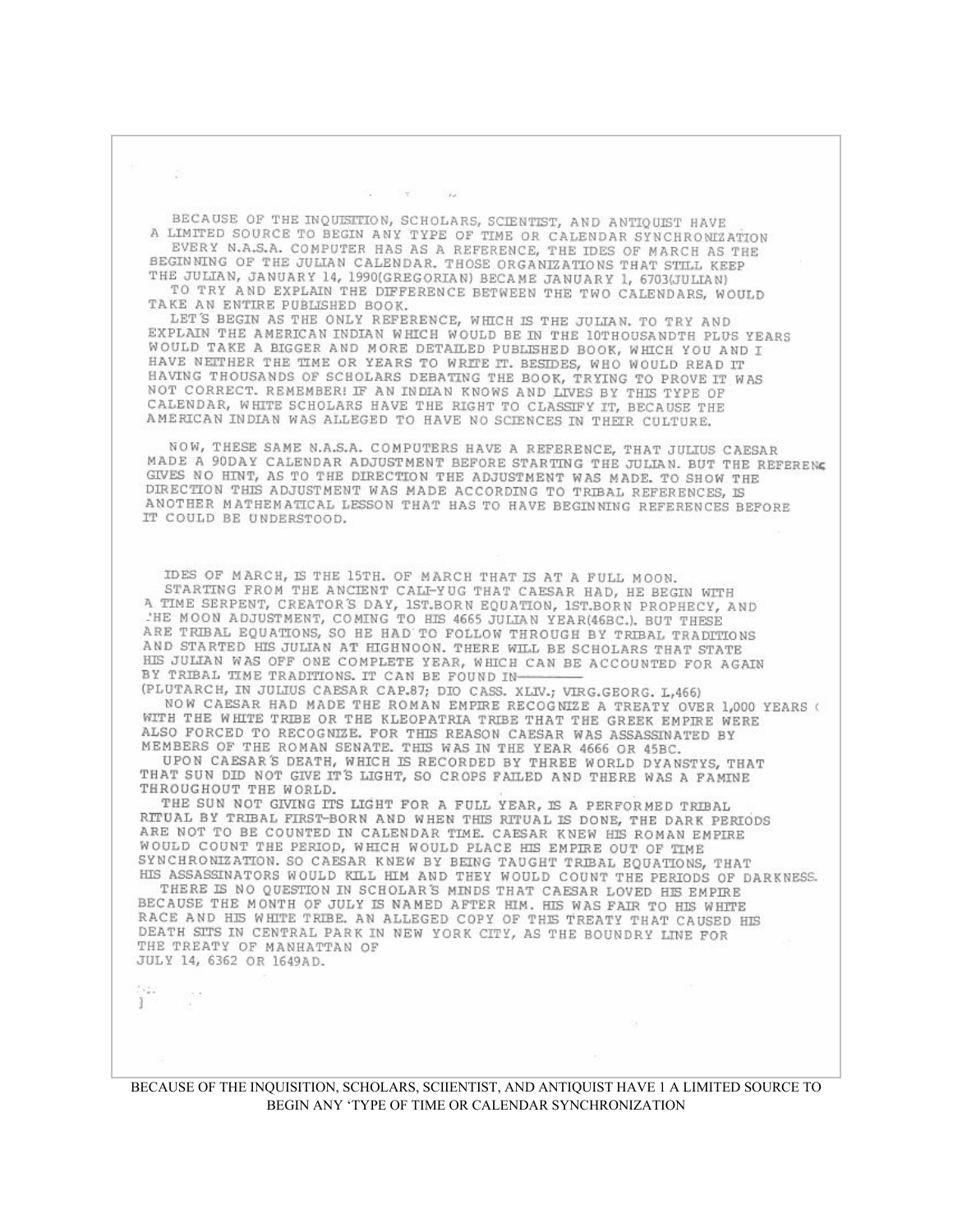BECAUSE OF THE INQUISITION, SCHOLARS, SCIENTIST, AND ANTIQUIST HAVE A LIMITED SOURCE TO BEGIN ANY TYPE OF TIME OR CALENDAR SYNCHRONIZATION

EVERY N.A.S.A. COMPUTER HAS AS A REFERENCE, THE IDES OF MARCH AS THE BEGINNING OF THE JULIAN CALENDAR. THOSE ORGANIZATIONS THAT STILL KEEP THE JULIAN, JANUARY 14, 1990(GREGORIAN) BECAME JANUARY 1, 6703(JULIAN)

TO TRY AND EXPLAIN THE DIFFERENCE BETWEEN THE TWO CALENDARS, WOULD TAKE AN ENTIRE PUBLISHED BOOK.

LET'S BEGIN AS THE ONLY REFERENCE, WHICH IS THE JULIAN. TO TRY AND EXPLAIN THE AMERICAN INDIAN WHICH WOULD BE IN THE 10THOUSANDTH PLUS YEARS WOULD TAKE A BIGGER AND MORE DETAILED PUBLISHED BOOK, WHICH YOU AND I HAVE NEITHER THE TIME OR YEARS TO WRITE IT. BESIDES, WHO WOULD READ IT HAVING THOUSANDS OF SCHOLARS DEBATING THE BOOK, TRYING TO PROVE IT WAS NOT CORRECT. REMEMBER! IF AN INDIAN KNOWS AND LIVES BY THIS TYPE OF CALENDAR, WHITE SCHOLARS HAVE THE RIGHT TO CLASSIFY IT, BECAUSE THE AMERICAN INDIAN WAS ALLEGED TO HAVE NO SCIENCES IN THEIR CULTURE.

NOW, THESE SAME N.A.S.A. COMPUTERS HAVE A REFERENCE, THAT JULIUS CAESAR MADE A 90DAY CALENDAR ADJUSTMENT BEFORE STARTING THE JULIAN. BUT THE REFERENCE GIVES NO HINT, AS TO THE DIRECTION THE ADJUSTMENT WAS MADE. TO SHOW THE DIRECTION THIS ADJUSTMENT WAS MADE ACCORDING TO TRIBAL REFERENCES, IS ANOTHER MATHEMATICAL LESSON THAT HAS TO HAVE BEGINNING REFERENCES BEFORE IT COULD BE UNDERSTOOD.

IDES OF MARCH, IS THE 15TH. OF MARCH THAT IS AT A FULL MOON.

STARTING FROM THE ANCIENT CALI-YUG THAT CAESAR HAD, HE BEGIN WITH A TIME SERPENT, CREATOR'S DAY, 1ST.BORN EQUATION, 1ST.BORN PROPHECY, AND THE MOON ADJUSTMENT, COMING TO HIS 4665 JULIAN YEAR(46BC.). BUT THESE ARE TRIBAL EQUATIONS, SO HE HAD TO FOLLOW THROUGH BY TRIBAL TRADITIONS AND STARTED HIS JULIAN AT HIGHNOON. THERE WILL BE SCHOLARS THAT STATE HIS JULIAN WAS OFF ONE COMPLETE YEAR, WHICH CAN BE ACCOUNTED FOR AGAIN BY TRIBAL TIME TRADITIONS. IT CAN BE FOUND IN———

(PLUTARCH, IN JULIUS CAESAR CAP.87; DIO CASS. XLIV.; VIRG.GEORG. L,466)

NOW CAESAR HAD MADE THE ROMAN EMPIRE RECOGNIZE A TREATY OVER 1,000 YEARS ( WITH THE WHITE TRIBE OR THE KLEOPATRIA TRIBE THAT THE GREEK EMPIRE WERE ALSO FORCED TO RECOGNIZE. FOR THIS REASON CAESAR WAS ASSASSINATED BY MEMBERS OF THE ROMAN SENATE. THIS WAS IN THE YEAR 4666 OR 45BC.

UPON CAESAR'S DEATH, WHICH IS RECORDED BY THREE WORLD DYANSTYS, THAT THAT SUN DID NOT GIVE IT'S LIGHT, SO CROPS FAILED AND THERE WAS A FAMINE THROUGHOUT THE WORLD.

THE SUN NOT GIVING ITS LIGHT FOR A FULL YEAR, IS A PERFORMED TRIBAL RITUAL BY TRIBAL FIRST-BORN AND WHEN THIS RITUAL IS DONE, THE DARK PERIODS ARE NOT TO BE COUNTED IN CALENDAR TIME. CAESAR KNEW HIS ROMAN EMPIRE WOULD COUNT THE PERIOD, WHICH WOULD PLACE HIS EMPIRE OUT OF TIME SYNCHRONIZATION. SO CAESAR KNEW BY BEING TAUGHT TRIBAL EQUATIONS, THAT HIS ASSASSINATORS WOULD KILL HIM AND THEY WOULD COUNT THE PERIODS OF DARKNESS.

THERE IS NO QUESTION IN SCHOLAR'S MINDS THAT CAESAR LOVED HIS EMPIRE BECAUSE THE MONTH OF JULY IS NAMED AFTER HIM. HIS WAS FAIR TO HIS WHITE RACE AND HIS WHITE TRIBE. AN ALLEGED COPY OF THIS TREATY THAT CAUSED HIS DEATH SITS IN CENTRAL PARK IN NEW YORK CITY, AS THE BOUNDRY LINE FOR THE TREATY OF MANHATTAN OF JULY 14, 6362 OR 1649AD.

BECAUSE OF THE INQUISITION, SCHOLARS, SCIIENTIST, AND ANTIQUIST HAVE 1 A LIMITED SOURCE TO BEGIN ANY 'TYPE OF TIME OR CALENDAR SYNCHRONIZATION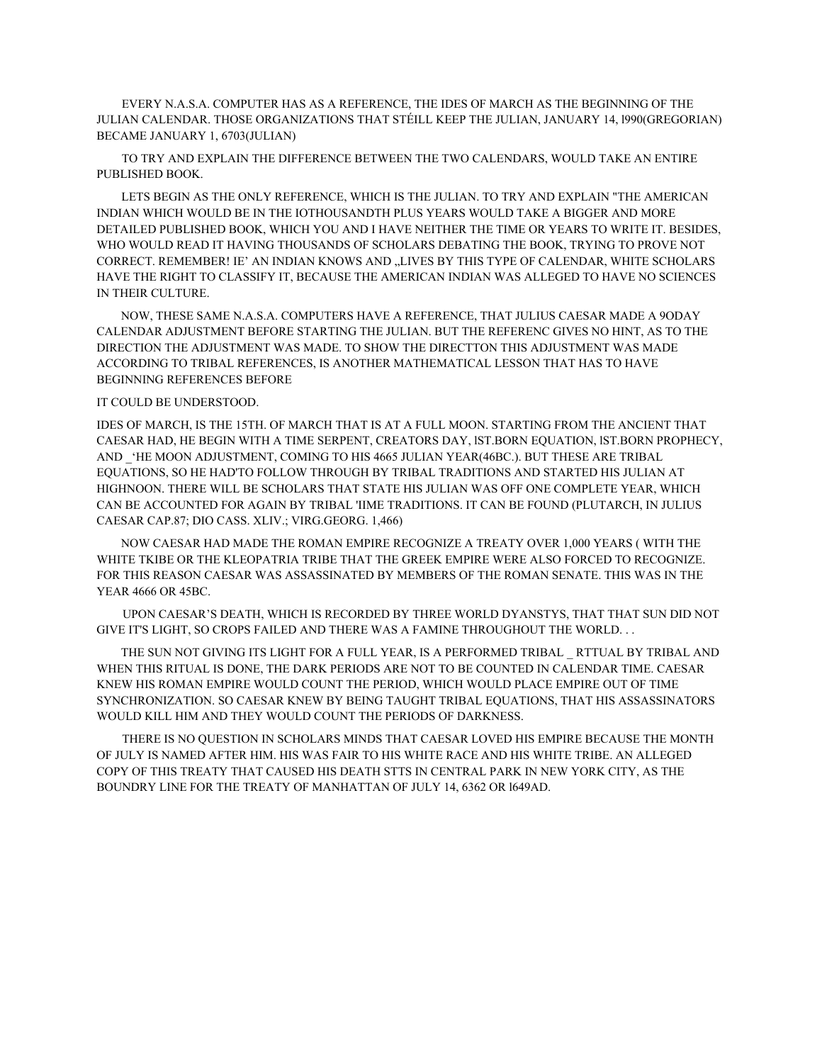EVERY N.A.S.A. COMPUTER HAS AS A REFERENCE, THE IDES OF MARCH AS THE BEGINNING OF THE JULIAN CALENDAR. THOSE ORGANIZATIONS THAT STÉILL KEEP THE JULIAN, JANUARY 14, l990(GREGORIAN) BECAME JANUARY 1, 6703(JULIAN)

TO TRY AND EXPLAIN THE DIFFERENCE BETWEEN THE TWO CALENDARS, WOULD TAKE AN ENTIRE PUBLISHED BOOK.

LETS BEGIN AS THE ONLY REFERENCE, WHICH IS THE JULIAN. TO TRY AND EXPLAIN "THE AMERICAN INDIAN WHICH WOULD BE IN THE IOTHOUSANDTH PLUS YEARS WOULD TAKE A BIGGER AND MORE DETAILED PUBLISHED BOOK, WHICH YOU AND I HAVE NEITHER THE TIME OR YEARS TO WRITE IT. BESIDES, WHO WOULD READ IT HAVING THOUSANDS OF SCHOLARS DEBATING THE BOOK, TRYING TO PROVE NOT CORRECT. REMEMBER! IE' AN INDIAN KNOWS AND „LIVES BY THIS TYPE OF CALENDAR, WHITE SCHOLARS HAVE THE RIGHT TO CLASSIFY IT, BECAUSE THE AMERICAN INDIAN WAS ALLEGED TO HAVE NO SCIENCES IN THEIR CULTURE.

NOW, THESE SAME N.A.S.A. COMPUTERS HAVE A REFERENCE, THAT JULIUS CAESAR MADE A 9ODAY CALENDAR ADJUSTMENT BEFORE STARTING THE JULIAN. BUT THE REFERENC GIVES NO HINT, AS TO THE DIRECTION THE ADJUSTMENT WAS MADE. TO SHOW THE DIRECTTON THIS ADJUSTMENT WAS MADE ACCORDING TO TRIBAL REFERENCES, IS ANOTHER MATHEMATICAL LESSON THAT HAS TO HAVE BEGINNING REFERENCES BEFORE

IT COULD BE UNDERSTOOD.

IDES OF MARCH, IS THE 15TH. OF MARCH THAT IS AT A FULL MOON. STARTING FROM THE ANCIENT THAT CAESAR HAD, HE BEGIN WITH A TIME SERPENT, CREATORS DAY, lST.BORN EQUATION, lST.BORN PROPHECY, AND _'HE MOON ADJUSTMENT, COMING TO HIS 4665 JULIAN YEAR(46BC.). BUT THESE ARE TRIBAL EQUATIONS, SO HE HAD'TO FOLLOW THROUGH BY TRIBAL TRADITIONS AND STARTED HIS JULIAN AT HIGHNOON. THERE WILL BE SCHOLARS THAT STATE HIS JULIAN WAS OFF ONE COMPLETE YEAR, WHICH CAN BE ACCOUNTED FOR AGAIN BY TRIBAL 'IIME TRADITIONS. IT CAN BE FOUND (PLUTARCH, IN JULIUS CAESAR CAP.87; DIO CASS. XLIV.; VIRG.GEORG. 1,466)

NOW CAESAR HAD MADE THE ROMAN EMPIRE RECOGNIZE A TREATY OVER 1,000 YEARS ( WITH THE WHITE TKIBE OR THE KLEOPATRIA TRIBE THAT THE GREEK EMPIRE WERE ALSO FORCED TO RECOGNIZE. FOR THIS REASON CAESAR WAS ASSASSINATED BY MEMBERS OF THE ROMAN SENATE. THIS WAS IN THE YEAR 4666 OR 45BC.

UPON CAESAR'S DEATH, WHICH IS RECORDED BY THREE WORLD DYANSTYS, THAT THAT SUN DID NOT GIVE IT'S LIGHT, SO CROPS FAILED AND THERE WAS A FAMINE THROUGHOUT THE WORLD. . .

THE SUN NOT GIVING ITS LIGHT FOR A FULL YEAR, IS A PERFORMED TRIBAL _ RTTUAL BY TRIBAL AND WHEN THIS RITUAL IS DONE, THE DARK PERIODS ARE NOT TO BE COUNTED IN CALENDAR TIME. CAESAR KNEW HIS ROMAN EMPIRE WOULD COUNT THE PERIOD, WHICH WOULD PLACE EMPIRE OUT OF TIME SYNCHRONIZATION. SO CAESAR KNEW BY BEING TAUGHT TRIBAL EQUATIONS, THAT HIS ASSASSINATORS WOULD KILL HIM AND THEY WOULD COUNT THE PERIODS OF DARKNESS.

THERE IS NO QUESTION IN SCHOLARS MINDS THAT CAESAR LOVED HIS EMPIRE BECAUSE THE MONTH OF JULY IS NAMED AFTER HIM. HIS WAS FAIR TO HIS WHITE RACE AND HIS WHITE TRIBE. AN ALLEGED COPY OF THIS TREATY THAT CAUSED HIS DEATH STTS IN CENTRAL PARK IN NEW YORK CITY, AS THE BOUNDRY LINE FOR THE TREATY OF MANHATTAN OF JULY 14, 6362 OR l649AD.